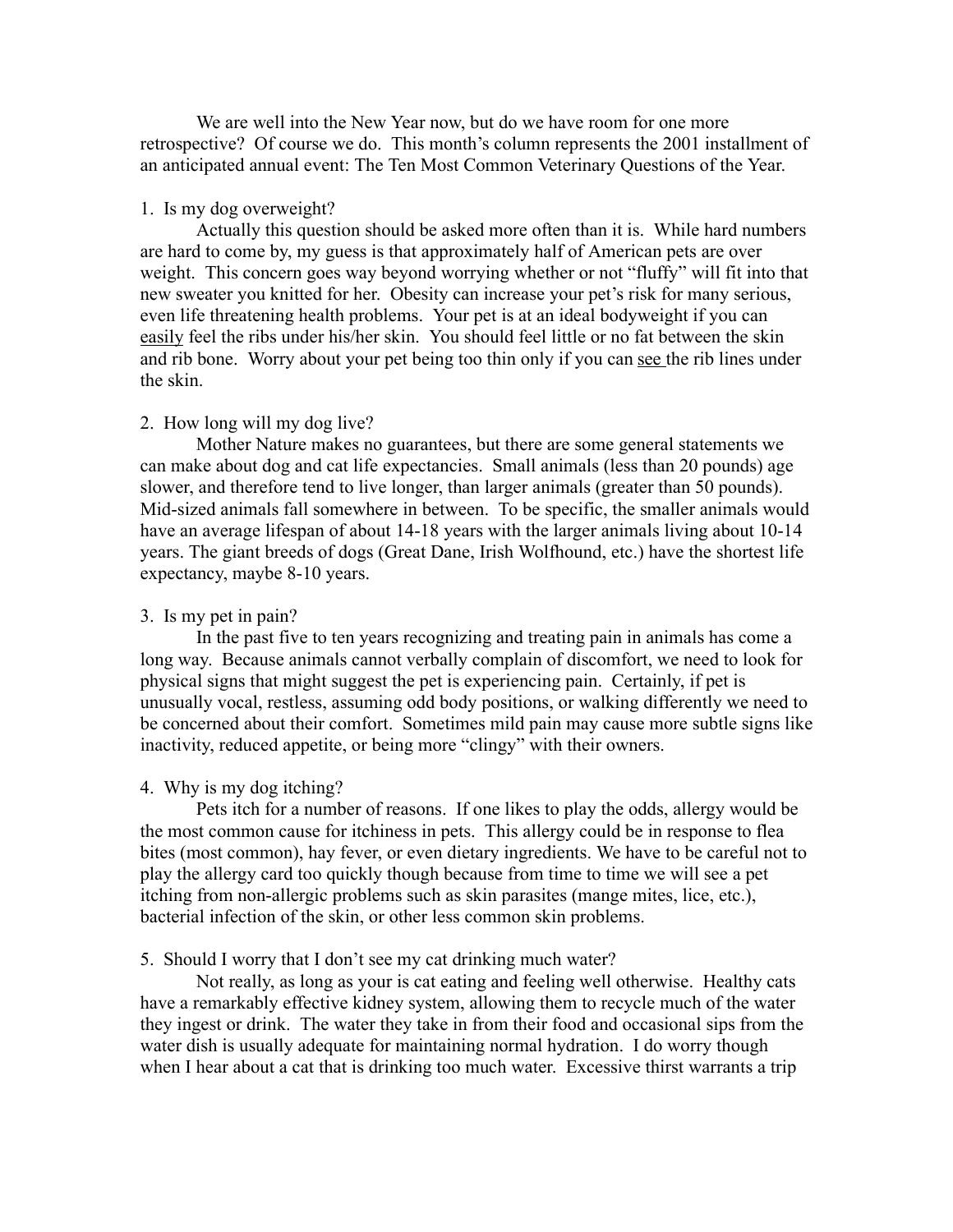We are well into the New Year now, but do we have room for one more retrospective? Of course we do. This month's column represents the 2001 installment of an anticipated annual event: The Ten Most Common Veterinary Questions of the Year.

1. Is my dog overweight?

Actually this question should be asked more often than it is. While hard numbers are hard to come by, my guess is that approximately half of American pets are over weight. This concern goes way beyond worrying whether or not "fluffy" will fit into that new sweater you knitted for her. Obesity can increase your pet's risk for many serious, even life threatening health problems. Your pet is at an ideal bodyweight if you can <u>easily</u> feel the ribs under his/her skin. You should feel little or no fat between the skin and rib bone. Worry about your pet being too thin only if you can <u>see</u> the rib lines under the skin.

2. How long will my dog live?

Mother Nature makes no guarantees, but there are some general statements we can make about dog and cat life expectancies. Small animals (less than 20 pounds) age slower, and therefore tend to live longer, than larger animals (greater than 50 pounds). Mid-sized animals fall somewhere in between. To be specific, the smaller animals would have an average lifespan of about 14-18 years with the larger animals living about 10-14 years. The giant breeds of dogs (Great Dane, Irish Wolfhound, etc.) have the shortest life expectancy, maybe 8-10 years.

3. Is my pet in pain?

In the past five to ten years recognizing and treating pain in animals has come a long way. Because animals cannot verbally complain of discomfort, we need to look for physical signs that might suggest the pet is experiencing pain. Certainly, if pet is unusually vocal, restless, assuming odd body positions, or walking differently we need to be concerned about their comfort. Sometimes mild pain may cause more subtle signs like inactivity, reduced appetite, or being more "clingy" with their owners.

4. Why is my dog itching?

Pets itch for a number of reasons. If one likes to play the odds, allergy would be the most common cause for itchiness in pets. This allergy could be in response to flea bites (most common), hay fever, or even dietary ingredients. We have to be careful not to play the allergy card too quickly though because from time to time we will see a pet itching from non-allergic problems such as skin parasites (mange mites, lice, etc.), bacterial infection of the skin, or other less common skin problems.

5. Should I worry that I don't see my cat drinking much water?

Not really, as long as your is cat eating and feeling well otherwise. Healthy cats have a remarkably effective kidney system, allowing them to recycle much of the water they ingest or drink. The water they take in from their food and occasional sips from the water dish is usually adequate for maintaining normal hydration. I do worry though when I hear about a cat that is drinking too much water. Excessive thirst warrants a trip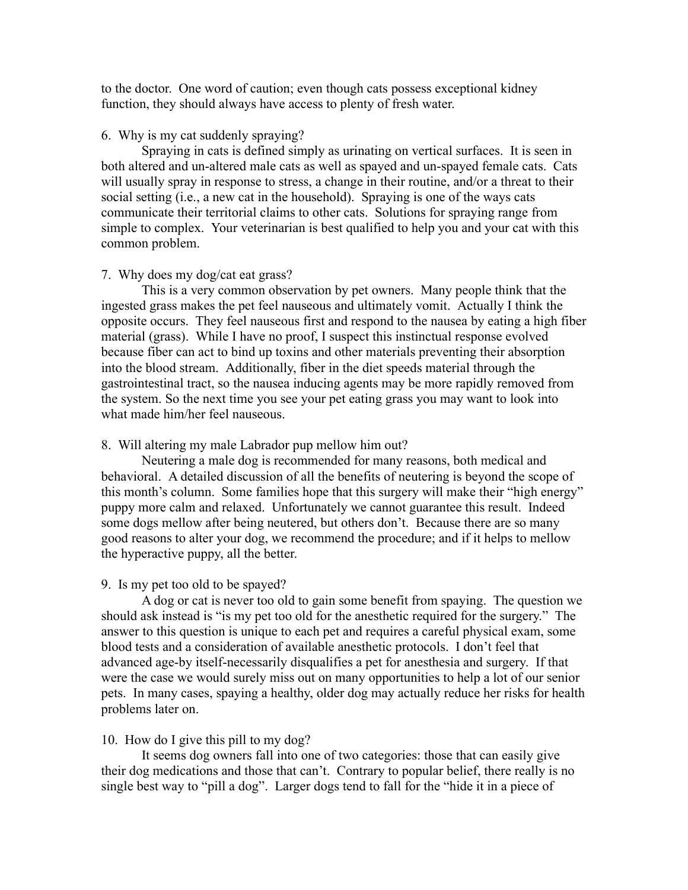to the doctor. One word of caution; even though cats possess exceptional kidney function, they should always have access to plenty of fresh water.

6. Why is my cat suddenly spraying?

Spraying in cats is defined simply as urinating on vertical surfaces. It is seen in both altered and un-altered male cats as well as spayed and un-spayed female cats. Cats will usually spray in response to stress, a change in their routine, and/or a threat to their social setting (i.e., a new cat in the household). Spraying is one of the ways cats communicate their territorial claims to other cats. Solutions for spraying range from simple to complex. Your veterinarian is best qualified to help you and your cat with this common problem.

7. Why does my dog/cat eat grass?

This is a very common observation by pet owners. Many people think that the ingested grass makes the pet feel nauseous and ultimately vomit. Actually I think the opposite occurs. They feel nauseous first and respond to the nausea by eating a high fiber material (grass). While I have no proof, I suspect this instinctual response evolved because fiber can act to bind up toxins and other materials preventing their absorption into the blood stream. Additionally, fiber in the diet speeds material through the gastrointestinal tract, so the nausea inducing agents may be more rapidly removed from the system. So the next time you see your pet eating grass you may want to look into what made him/her feel nauseous.

8. Will altering my male Labrador pup mellow him out?

Neutering a male dog is recommended for many reasons, both medical and behavioral. A detailed discussion of all the benefits of neutering is beyond the scope of this month's column. Some families hope that this surgery will make their "high energy" puppy more calm and relaxed. Unfortunately we cannot guarantee this result. Indeed some dogs mellow after being neutered, but others don't. Because there are so many good reasons to alter your dog, we recommend the procedure; and if it helps to mellow the hyperactive puppy, all the better.

9. Is my pet too old to be spayed?

A dog or cat is never too old to gain some benefit from spaying. The question we should ask instead is "is my pet too old for the anesthetic required for the surgery." The answer to this question is unique to each pet and requires a careful physical exam, some blood tests and a consideration of available anesthetic protocols. I don't feel that advanced age-by itself-necessarily disqualifies a pet for anesthesia and surgery. If that were the case we would surely miss out on many opportunities to help a lot of our senior pets. In many cases, spaying a healthy, older dog may actually reduce her risks for health problems later on.

10. How do I give this pill to my dog?

It seems dog owners fall into one of two categories: those that can easily give their dog medications and those that can't. Contrary to popular belief, there really is no single best way to "pill a dog". Larger dogs tend to fall for the "hide it in a piece of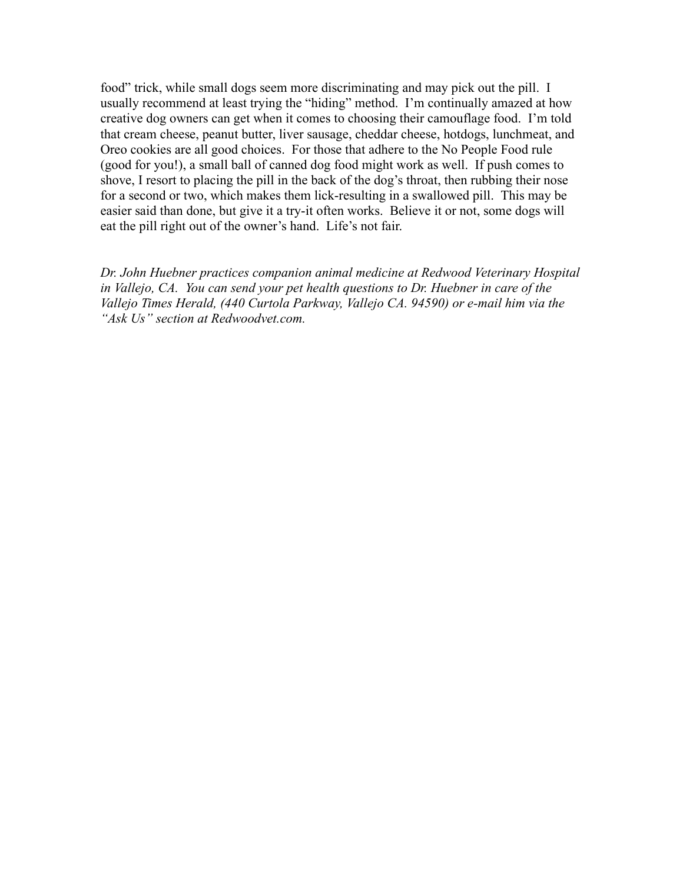food" trick, while small dogs seem more discriminating and may pick out the pill. I usually recommend at least trying the "hiding" method. I'm continually amazed at how creative dog owners can get when it comes to choosing their camouflage food. I'm told that cream cheese, peanut butter, liver sausage, cheddar cheese, hotdogs, lunchmeat, and Oreo cookies are all good choices. For those that adhere to the No People Food rule (good for you!), a small ball of canned dog food might work as well. If push comes to shove, I resort to placing the pill in the back of the dog's throat, then rubbing their nose for a second or two, which makes them lick-resulting in a swallowed pill. This may be easier said than done, but give it a try-it often works. Believe it or not, some dogs will eat the pill right out of the owner's hand. Life's not fair.

*Dr. John Huebner practices companion animal medicine at Redwood Veterinary Hospital in Vallejo, CA. You can send your pet health questions to Dr. Huebner in care of the Vallejo Times Herald, (440 Curtola Parkway, Vallejo CA. 94590) or e-mail him via the "Ask Us" section at Redwoodvet.com.*